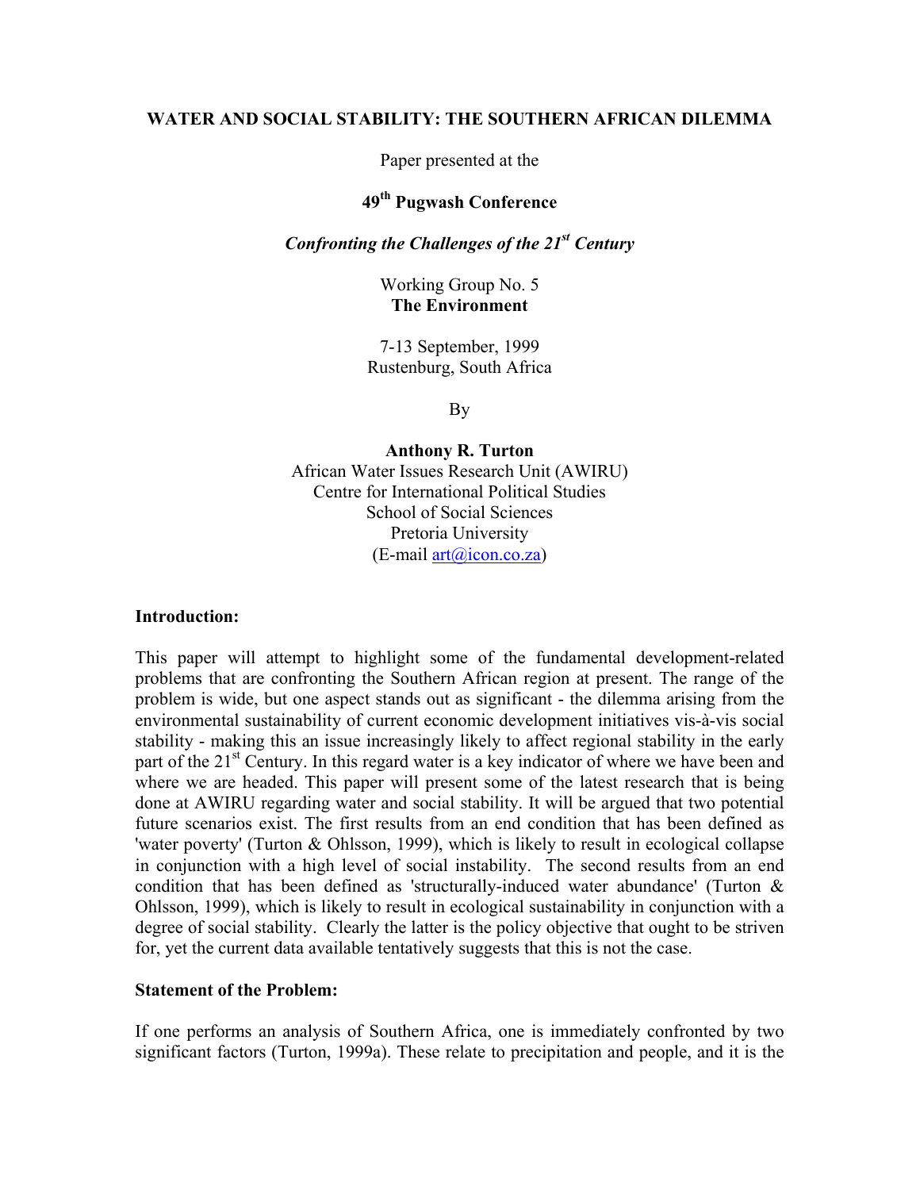# WATER AND SOCIAL STABILITY: THE SOUTHERN AFRICAN DILEMMA

Paper presented at the

**49th Pugwash Conference**

***Confronting the Challenges of the 21st Century***

Working Group No. 5
**The Environment**

7-13 September, 1999
Rustenburg, South Africa

By

**Anthony R. Turton**
African Water Issues Research Unit (AWIRU)
Centre for International Political Studies
School of Social Sciences
Pretoria University
(E-mail art@icon.co.za)

## Introduction:

This paper will attempt to highlight some of the fundamental development-related problems that are confronting the Southern African region at present. The range of the problem is wide, but one aspect stands out as significant - the dilemma arising from the environmental sustainability of current economic development initiatives vis-à-vis social stability - making this an issue increasingly likely to affect regional stability in the early part of the 21st Century. In this regard water is a key indicator of where we have been and where we are headed. This paper will present some of the latest research that is being done at AWIRU regarding water and social stability. It will be argued that two potential future scenarios exist. The first results from an end condition that has been defined as 'water poverty' (Turton & Ohlsson, 1999), which is likely to result in ecological collapse in conjunction with a high level of social instability. The second results from an end condition that has been defined as 'structurally-induced water abundance' (Turton & Ohlsson, 1999), which is likely to result in ecological sustainability in conjunction with a degree of social stability. Clearly the latter is the policy objective that ought to be striven for, yet the current data available tentatively suggests that this is not the case.

## Statement of the Problem:

If one performs an analysis of Southern Africa, one is immediately confronted by two significant factors (Turton, 1999a). These relate to precipitation and people, and it is the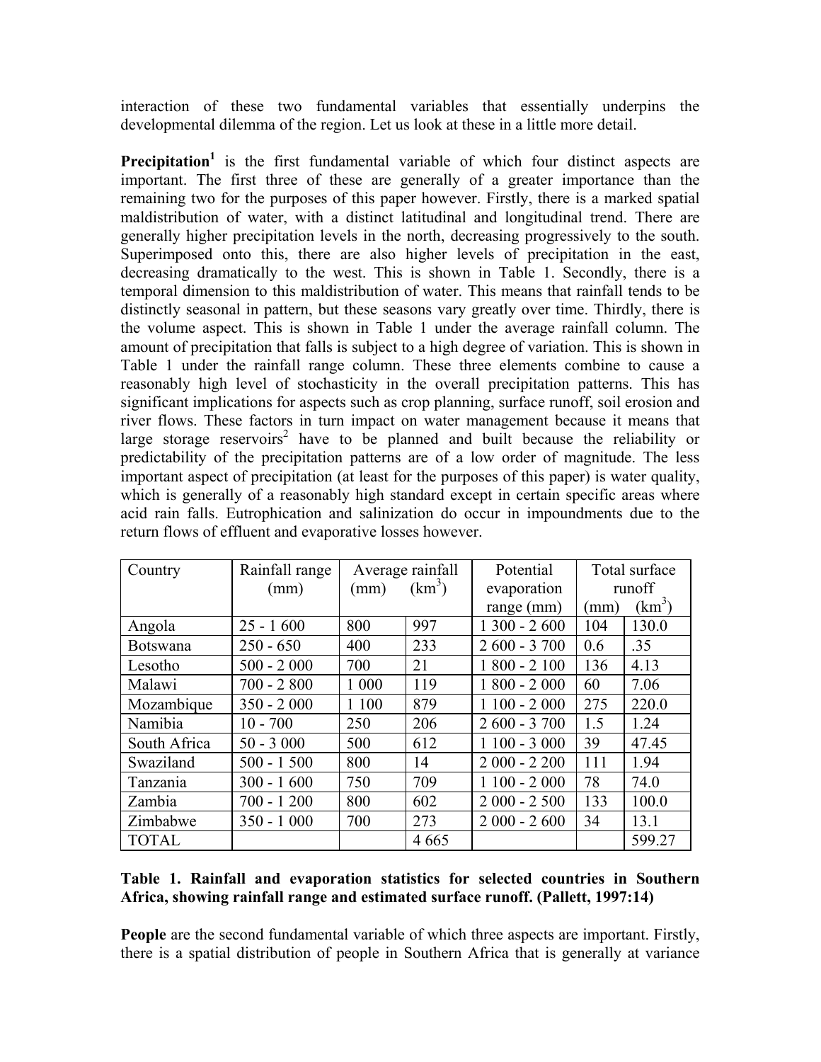interaction of these two fundamental variables that essentially underpins the developmental dilemma of the region. Let us look at these in a little more detail.

**Precipitation**[1] is the first fundamental variable of which four distinct aspects are important. The first three of these are generally of a greater importance than the remaining two for the purposes of this paper however. Firstly, there is a marked spatial maldistribution of water, with a distinct latitudinal and longitudinal trend. There are generally higher precipitation levels in the north, decreasing progressively to the south. Superimposed onto this, there are also higher levels of precipitation in the east, decreasing dramatically to the west. This is shown in Table 1. Secondly, there is a temporal dimension to this maldistribution of water. This means that rainfall tends to be distinctly seasonal in pattern, but these seasons vary greatly over time. Thirdly, there is the volume aspect. This is shown in Table 1 under the average rainfall column. The amount of precipitation that falls is subject to a high degree of variation. This is shown in Table 1 under the rainfall range column. These three elements combine to cause a reasonably high level of stochasticity in the overall precipitation patterns. This has significant implications for aspects such as crop planning, surface runoff, soil erosion and river flows. These factors in turn impact on water management because it means that large storage reservoirs[2] have to be planned and built because the reliability or predictability of the precipitation patterns are of a low order of magnitude. The less important aspect of precipitation (at least for the purposes of this paper) is water quality, which is generally of a reasonably high standard except in certain specific areas where acid rain falls. Eutrophication and salinization do occur in impoundments due to the return flows of effluent and evaporative losses however.

| Country | Rainfall range (mm) | Average rainfall | | Potential evaporation range (mm) | Total surface runoff | |
|---|---|---|---|---|---|---|
| | | (mm) | ($km^3$) | | (mm) | ($km^3$) |
| Angola | 25 - 1 600 | 800 | 997 | 1 300 - 2 600 | 104 | 130.0 |
| Botswana | 250 - 650 | 400 | 233 | 2 600 - 3 700 | 0.6 | .35 |
| Lesotho | 500 - 2 000 | 700 | 21 | 1 800 - 2 100 | 136 | 4.13 |
| Malawi | 700 - 2 800 | 1 000 | 119 | 1 800 - 2 000 | 60 | 7.06 |
| Mozambique | 350 - 2 000 | 1 100 | 879 | 1 100 - 2 000 | 275 | 220.0 |
| Namibia | 10 - 700 | 250 | 206 | 2 600 - 3 700 | 1.5 | 1.24 |
| South Africa | 50 - 3 000 | 500 | 612 | 1 100 - 3 000 | 39 | 47.45 |
| Swaziland | 500 - 1 500 | 800 | 14 | 2 000 - 2 200 | 111 | 1.94 |
| Tanzania | 300 - 1 600 | 750 | 709 | 1 100 - 2 000 | 78 | 74.0 |
| Zambia | 700 - 1 200 | 800 | 602 | 2 000 - 2 500 | 133 | 100.0 |
| Zimbabwe | 350 - 1 000 | 700 | 273 | 2 000 - 2 600 | 34 | 13.1 |
| TOTAL | | | 4 665 | | | 599.27 |

**Table 1. Rainfall and evaporation statistics for selected countries in Southern Africa, showing rainfall range and estimated surface runoff. (Pallett, 1997:14)**

**People** are the second fundamental variable of which three aspects are important. Firstly, there is a spatial distribution of people in Southern Africa that is generally at variance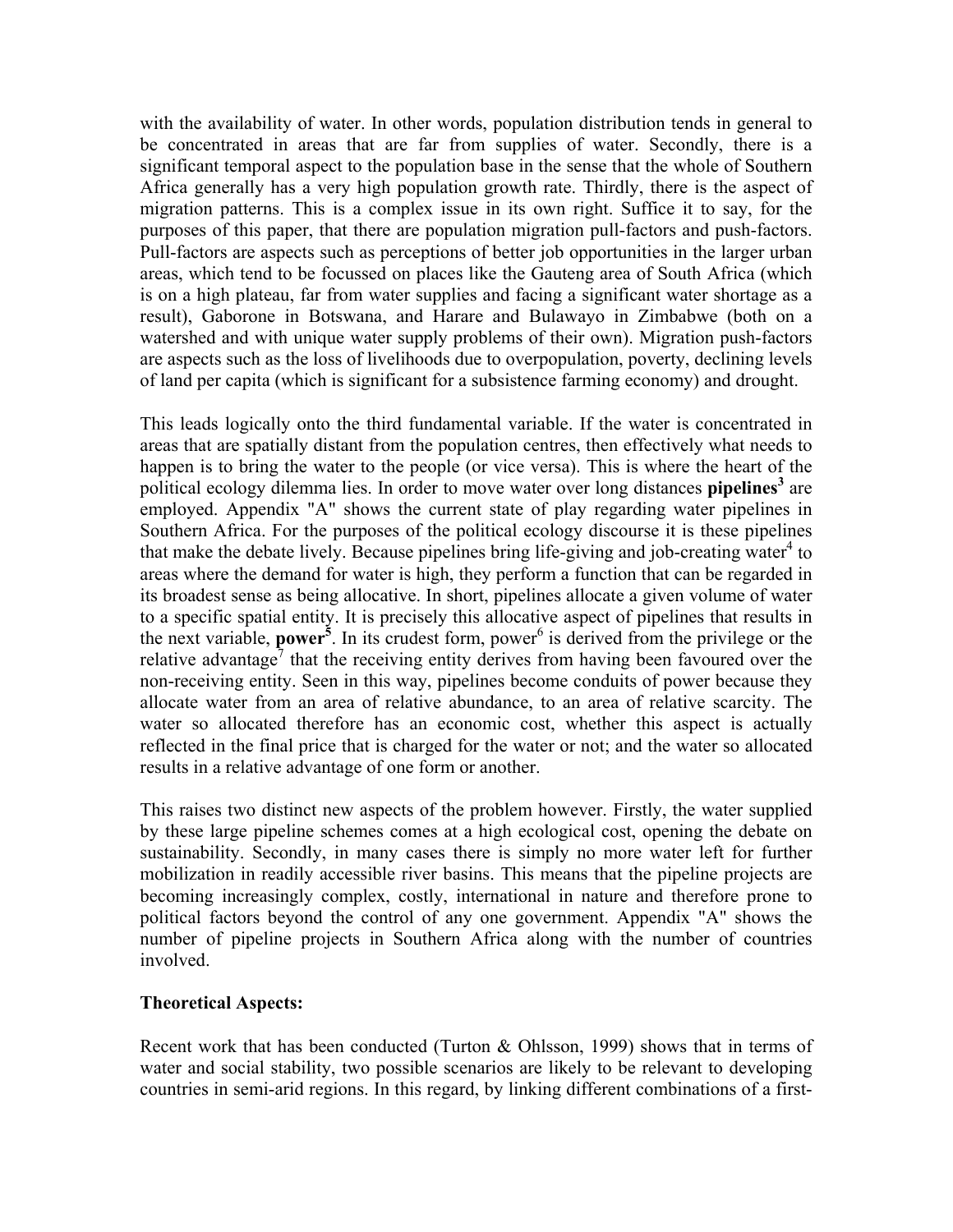with the availability of water. In other words, population distribution tends in general to be concentrated in areas that are far from supplies of water. Secondly, there is a significant temporal aspect to the population base in the sense that the whole of Southern Africa generally has a very high population growth rate. Thirdly, there is the aspect of migration patterns. This is a complex issue in its own right. Suffice it to say, for the purposes of this paper, that there are population migration pull-factors and push-factors. Pull-factors are aspects such as perceptions of better job opportunities in the larger urban areas, which tend to be focussed on places like the Gauteng area of South Africa (which is on a high plateau, far from water supplies and facing a significant water shortage as a result), Gaborone in Botswana, and Harare and Bulawayo in Zimbabwe (both on a watershed and with unique water supply problems of their own). Migration push-factors are aspects such as the loss of livelihoods due to overpopulation, poverty, declining levels of land per capita (which is significant for a subsistence farming economy) and drought.

This leads logically onto the third fundamental variable. If the water is concentrated in areas that are spatially distant from the population centres, then effectively what needs to happen is to bring the water to the people (or vice versa). This is where the heart of the political ecology dilemma lies. In order to move water over long distances **pipelines**[3] are employed. Appendix "A" shows the current state of play regarding water pipelines in Southern Africa. For the purposes of the political ecology discourse it is these pipelines that make the debate lively. Because pipelines bring life-giving and job-creating water[4] to areas where the demand for water is high, they perform a function that can be regarded in its broadest sense as being allocative. In short, pipelines allocate a given volume of water to a specific spatial entity. It is precisely this allocative aspect of pipelines that results in the next variable, **power**[5]. In its crudest form, power[6] is derived from the privilege or the relative advantage[7] that the receiving entity derives from having been favoured over the non-receiving entity. Seen in this way, pipelines become conduits of power because they allocate water from an area of relative abundance, to an area of relative scarcity. The water so allocated therefore has an economic cost, whether this aspect is actually reflected in the final price that is charged for the water or not; and the water so allocated results in a relative advantage of one form or another.

This raises two distinct new aspects of the problem however. Firstly, the water supplied by these large pipeline schemes comes at a high ecological cost, opening the debate on sustainability. Secondly, in many cases there is simply no more water left for further mobilization in readily accessible river basins. This means that the pipeline projects are becoming increasingly complex, costly, international in nature and therefore prone to political factors beyond the control of any one government. Appendix "A" shows the number of pipeline projects in Southern Africa along with the number of countries involved.

**Theoretical Aspects:**

Recent work that has been conducted (Turton & Ohlsson, 1999) shows that in terms of water and social stability, two possible scenarios are likely to be relevant to developing countries in semi-arid regions. In this regard, by linking different combinations of a first-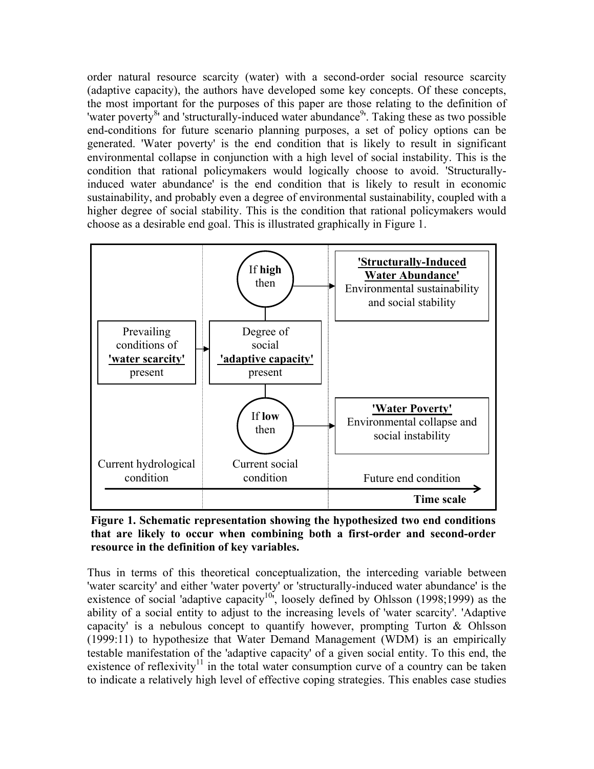order natural resource scarcity (water) with a second-order social resource scarcity (adaptive capacity), the authors have developed some key concepts. Of these concepts, the most important for the purposes of this paper are those relating to the definition of 'water poverty[8]' and 'structurally-induced water abundance[9]'. Taking these as two possible end-conditions for future scenario planning purposes, a set of policy options can be generated. 'Water poverty' is the end condition that is likely to result in significant environmental collapse in conjunction with a high level of social instability. This is the condition that rational policymakers would logically choose to avoid. 'Structurally-induced water abundance' is the end condition that is likely to result in economic sustainability, and probably even a degree of environmental sustainability, coupled with a higher degree of social stability. This is the condition that rational policymakers would choose as a desirable end goal. This is illustrated graphically in Figure 1.

| Current hydrological condition | Current social condition | Future end condition |
|---|---|---|
| | If **high** then → | **'Structurally-Induced Water Abundance'** Environmental sustainability and social stability |
| Prevailing conditions of **'water scarcity'** present → | Degree of social **'adaptive capacity'** present | |
| | If **low** then → | **'Water Poverty'** Environmental collapse and social instability |

Time scale →

**Figure 1. Schematic representation showing the hypothesized two end conditions that are likely to occur when combining both a first-order and second-order resource in the definition of key variables.**

Thus in terms of this theoretical conceptualization, the interceding variable between 'water scarcity' and either 'water poverty' or 'structurally-induced water abundance' is the existence of social 'adaptive capacity[10]', loosely defined by Ohlsson (1998;1999) as the ability of a social entity to adjust to the increasing levels of 'water scarcity'. 'Adaptive capacity' is a nebulous concept to quantify however, prompting Turton & Ohlsson (1999:11) to hypothesize that Water Demand Management (WDM) is an empirically testable manifestation of the 'adaptive capacity' of a given social entity. To this end, the existence of reflexivity[11] in the total water consumption curve of a country can be taken to indicate a relatively high level of effective coping strategies. This enables case studies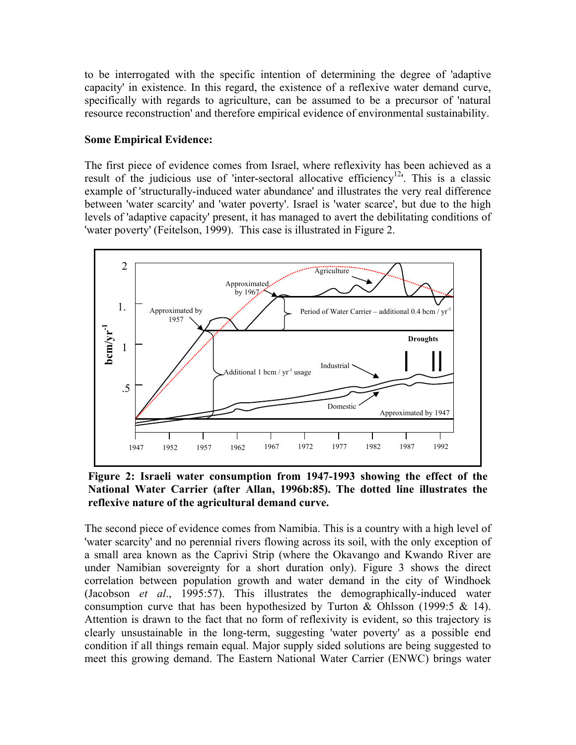to be interrogated with the specific intention of determining the degree of 'adaptive capacity' in existence. In this regard, the existence of a reflexive water demand curve, specifically with regards to agriculture, can be assumed to be a precursor of 'natural resource reconstruction' and therefore empirical evidence of environmental sustainability.

**Some Empirical Evidence:**

The first piece of evidence comes from Israel, where reflexivity has been achieved as a result of the judicious use of 'inter-sectoral allocative efficiency[12]'. This is a classic example of 'structurally-induced water abundance' and illustrates the very real difference between 'water scarcity' and 'water poverty'. Israel is 'water scarce', but due to the high levels of 'adaptive capacity' present, it has managed to avert the debilitating conditions of 'water poverty' (Feitelson, 1999). This case is illustrated in Figure 2.

**Figure 2: Israeli water consumption from 1947-1993 showing the effect of the National Water Carrier (after Allan, 1996b:85). The dotted line illustrates the reflexive nature of the agricultural demand curve.**

The second piece of evidence comes from Namibia. This is a country with a high level of 'water scarcity' and no perennial rivers flowing across its soil, with the only exception of a small area known as the Caprivi Strip (where the Okavango and Kwando River are under Namibian sovereignty for a short duration only). Figure 3 shows the direct correlation between population growth and water demand in the city of Windhoek (Jacobson *et al*., 1995:57). This illustrates the demographically-induced water consumption curve that has been hypothesized by Turton & Ohlsson (1999:5 & 14). Attention is drawn to the fact that no form of reflexivity is evident, so this trajectory is clearly unsustainable in the long-term, suggesting 'water poverty' as a possible end condition if all things remain equal. Major supply sided solutions are being suggested to meet this growing demand. The Eastern National Water Carrier (ENWC) brings water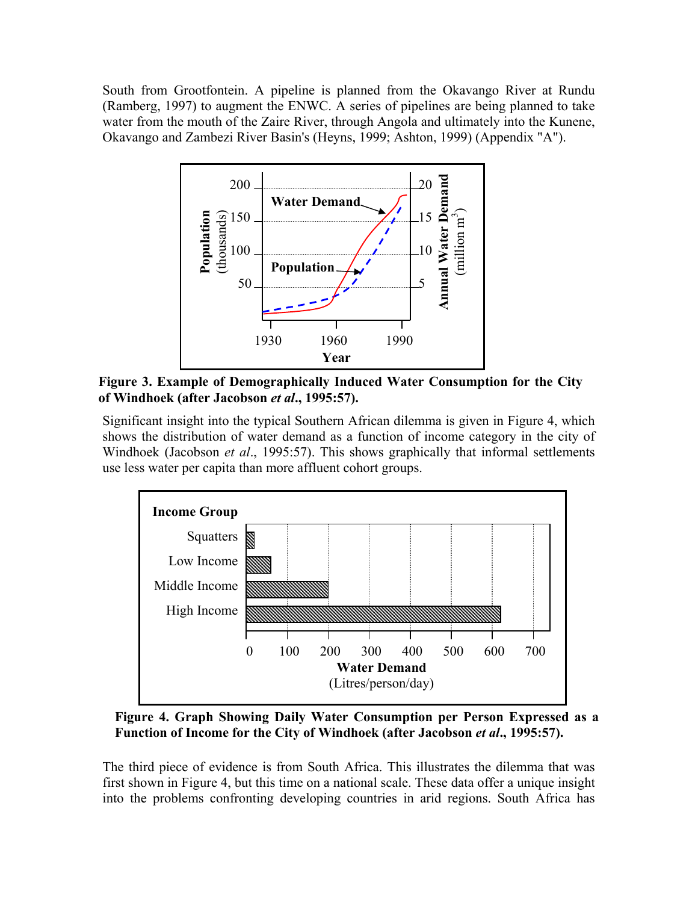South from Grootfontein. A pipeline is planned from the Okavango River at Rundu (Ramberg, 1997) to augment the ENWC. A series of pipelines are being planned to take water from the mouth of the Zaire River, through Angola and ultimately into the Kunene, Okavango and Zambezi River Basin's (Heyns, 1999; Ashton, 1999) (Appendix "A").

**Figure 3. Example of Demographically Induced Water Consumption for the City of Windhoek (after Jacobson *et al*., 1995:57).**

Significant insight into the typical Southern African dilemma is given in Figure 4, which shows the distribution of water demand as a function of income category in the city of Windhoek (Jacobson *et al*., 1995:57). This shows graphically that informal settlements use less water per capita than more affluent cohort groups.

**Figure 4. Graph Showing Daily Water Consumption per Person Expressed as a Function of Income for the City of Windhoek (after Jacobson *et al*., 1995:57).**

The third piece of evidence is from South Africa. This illustrates the dilemma that was first shown in Figure 4, but this time on a national scale. These data offer a unique insight into the problems confronting developing countries in arid regions. South Africa has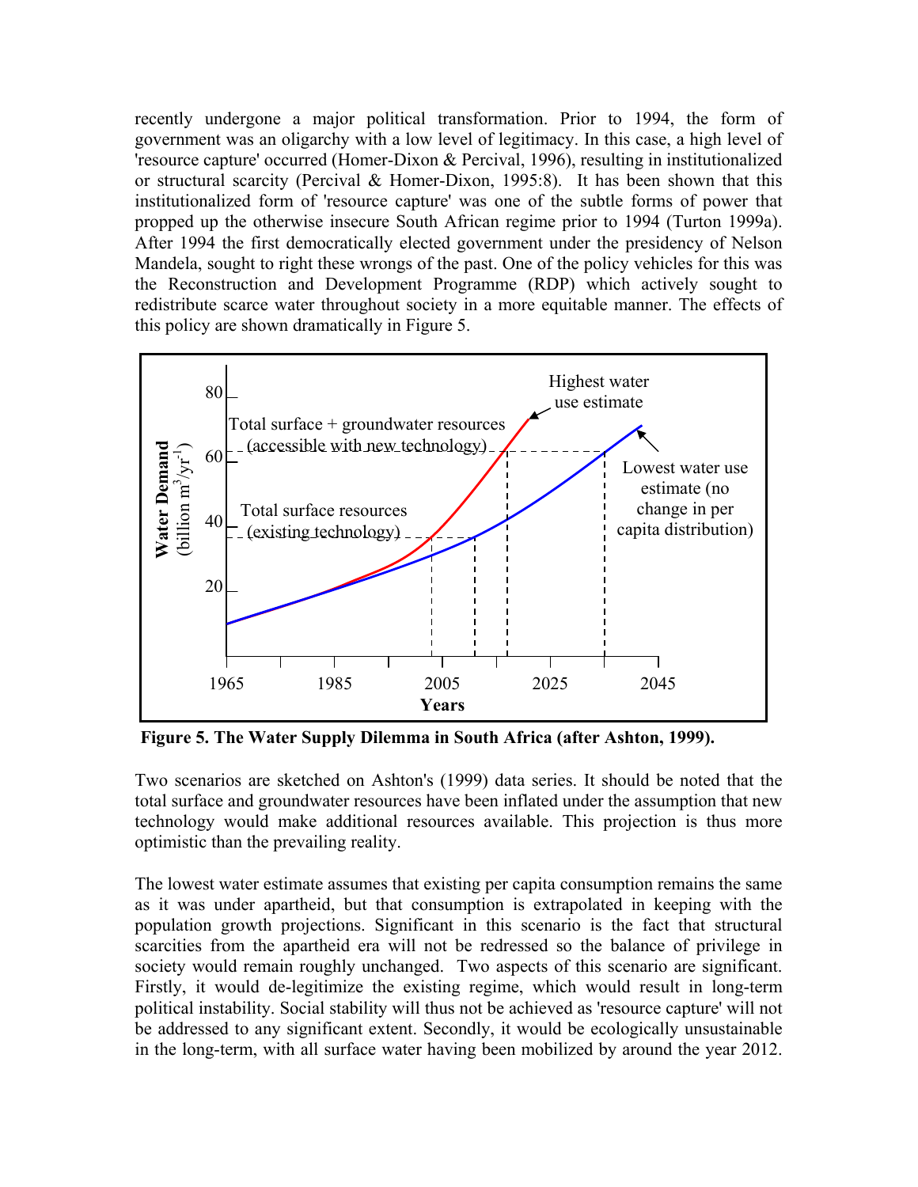recently undergone a major political transformation. Prior to 1994, the form of government was an oligarchy with a low level of legitimacy. In this case, a high level of 'resource capture' occurred (Homer-Dixon & Percival, 1996), resulting in institutionalized or structural scarcity (Percival & Homer-Dixon, 1995:8). It has been shown that this institutionalized form of 'resource capture' was one of the subtle forms of power that propped up the otherwise insecure South African regime prior to 1994 (Turton 1999a). After 1994 the first democratically elected government under the presidency of Nelson Mandela, sought to right these wrongs of the past. One of the policy vehicles for this was the Reconstruction and Development Programme (RDP) which actively sought to redistribute scarce water throughout society in a more equitable manner. The effects of this policy are shown dramatically in Figure 5.

**Figure 5. The Water Supply Dilemma in South Africa (after Ashton, 1999).**

Two scenarios are sketched on Ashton's (1999) data series. It should be noted that the total surface and groundwater resources have been inflated under the assumption that new technology would make additional resources available. This projection is thus more optimistic than the prevailing reality.

The lowest water estimate assumes that existing per capita consumption remains the same as it was under apartheid, but that consumption is extrapolated in keeping with the population growth projections. Significant in this scenario is the fact that structural scarcities from the apartheid era will not be redressed so the balance of privilege in society would remain roughly unchanged. Two aspects of this scenario are significant. Firstly, it would de-legitimize the existing regime, which would result in long-term political instability. Social stability will thus not be achieved as 'resource capture' will not be addressed to any significant extent. Secondly, it would be ecologically unsustainable in the long-term, with all surface water having been mobilized by around the year 2012.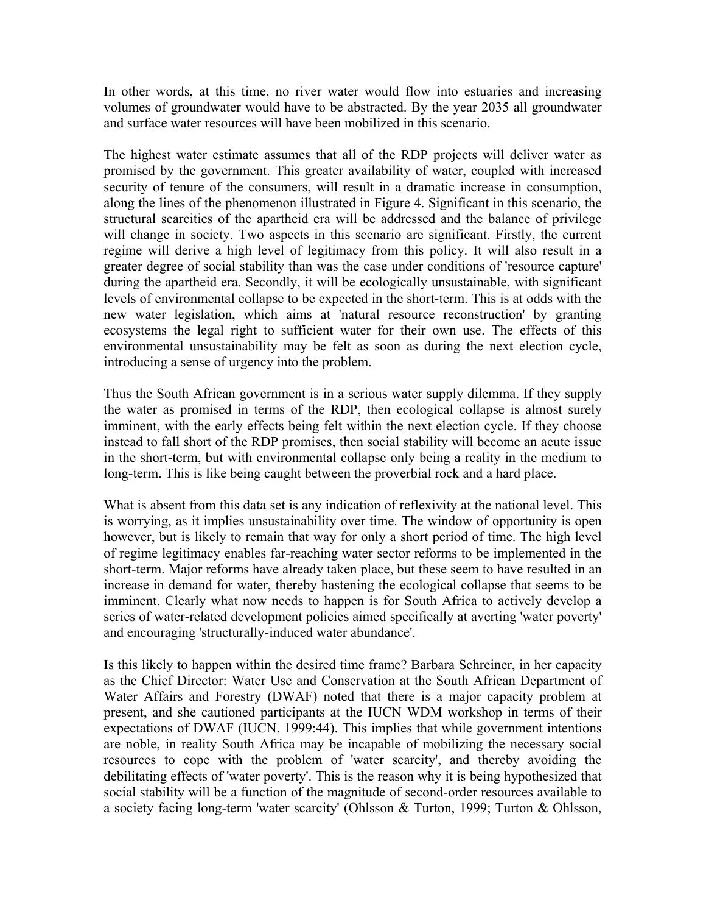In other words, at this time, no river water would flow into estuaries and increasing volumes of groundwater would have to be abstracted. By the year 2035 all groundwater and surface water resources will have been mobilized in this scenario.

The highest water estimate assumes that all of the RDP projects will deliver water as promised by the government. This greater availability of water, coupled with increased security of tenure of the consumers, will result in a dramatic increase in consumption, along the lines of the phenomenon illustrated in Figure 4. Significant in this scenario, the structural scarcities of the apartheid era will be addressed and the balance of privilege will change in society. Two aspects in this scenario are significant. Firstly, the current regime will derive a high level of legitimacy from this policy. It will also result in a greater degree of social stability than was the case under conditions of 'resource capture' during the apartheid era. Secondly, it will be ecologically unsustainable, with significant levels of environmental collapse to be expected in the short-term. This is at odds with the new water legislation, which aims at 'natural resource reconstruction' by granting ecosystems the legal right to sufficient water for their own use. The effects of this environmental unsustainability may be felt as soon as during the next election cycle, introducing a sense of urgency into the problem.

Thus the South African government is in a serious water supply dilemma. If they supply the water as promised in terms of the RDP, then ecological collapse is almost surely imminent, with the early effects being felt within the next election cycle. If they choose instead to fall short of the RDP promises, then social stability will become an acute issue in the short-term, but with environmental collapse only being a reality in the medium to long-term. This is like being caught between the proverbial rock and a hard place.

What is absent from this data set is any indication of reflexivity at the national level. This is worrying, as it implies unsustainability over time. The window of opportunity is open however, but is likely to remain that way for only a short period of time. The high level of regime legitimacy enables far-reaching water sector reforms to be implemented in the short-term. Major reforms have already taken place, but these seem to have resulted in an increase in demand for water, thereby hastening the ecological collapse that seems to be imminent. Clearly what now needs to happen is for South Africa to actively develop a series of water-related development policies aimed specifically at averting 'water poverty' and encouraging 'structurally-induced water abundance'.

Is this likely to happen within the desired time frame? Barbara Schreiner, in her capacity as the Chief Director: Water Use and Conservation at the South African Department of Water Affairs and Forestry (DWAF) noted that there is a major capacity problem at present, and she cautioned participants at the IUCN WDM workshop in terms of their expectations of DWAF (IUCN, 1999:44). This implies that while government intentions are noble, in reality South Africa may be incapable of mobilizing the necessary social resources to cope with the problem of 'water scarcity', and thereby avoiding the debilitating effects of 'water poverty'. This is the reason why it is being hypothesized that social stability will be a function of the magnitude of second-order resources available to a society facing long-term 'water scarcity' (Ohlsson & Turton, 1999; Turton & Ohlsson,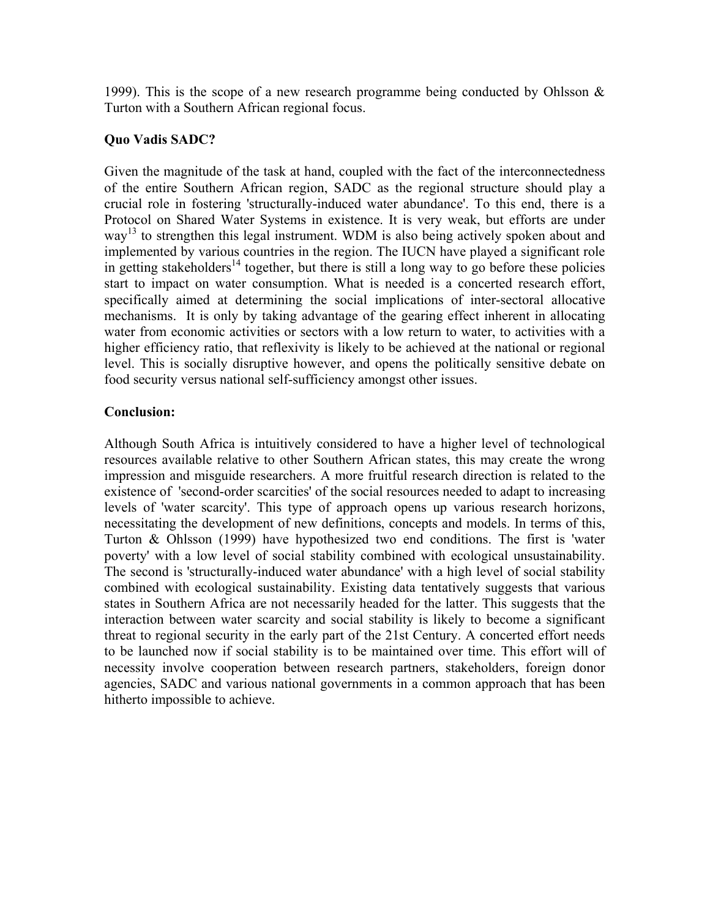1999). This is the scope of a new research programme being conducted by Ohlsson & Turton with a Southern African regional focus.

## Quo Vadis SADC?

Given the magnitude of the task at hand, coupled with the fact of the interconnectedness of the entire Southern African region, SADC as the regional structure should play a crucial role in fostering 'structurally-induced water abundance'. To this end, there is a Protocol on Shared Water Systems in existence. It is very weak, but efforts are under way[13] to strengthen this legal instrument. WDM is also being actively spoken about and implemented by various countries in the region. The IUCN have played a significant role in getting stakeholders[14] together, but there is still a long way to go before these policies start to impact on water consumption. What is needed is a concerted research effort, specifically aimed at determining the social implications of inter-sectoral allocative mechanisms. It is only by taking advantage of the gearing effect inherent in allocating water from economic activities or sectors with a low return to water, to activities with a higher efficiency ratio, that reflexivity is likely to be achieved at the national or regional level. This is socially disruptive however, and opens the politically sensitive debate on food security versus national self-sufficiency amongst other issues.

## Conclusion:

Although South Africa is intuitively considered to have a higher level of technological resources available relative to other Southern African states, this may create the wrong impression and misguide researchers. A more fruitful research direction is related to the existence of 'second-order scarcities' of the social resources needed to adapt to increasing levels of 'water scarcity'. This type of approach opens up various research horizons, necessitating the development of new definitions, concepts and models. In terms of this, Turton & Ohlsson (1999) have hypothesized two end conditions. The first is 'water poverty' with a low level of social stability combined with ecological unsustainability. The second is 'structurally-induced water abundance' with a high level of social stability combined with ecological sustainability. Existing data tentatively suggests that various states in Southern Africa are not necessarily headed for the latter. This suggests that the interaction between water scarcity and social stability is likely to become a significant threat to regional security in the early part of the 21st Century. A concerted effort needs to be launched now if social stability is to be maintained over time. This effort will of necessity involve cooperation between research partners, stakeholders, foreign donor agencies, SADC and various national governments in a common approach that has been hitherto impossible to achieve.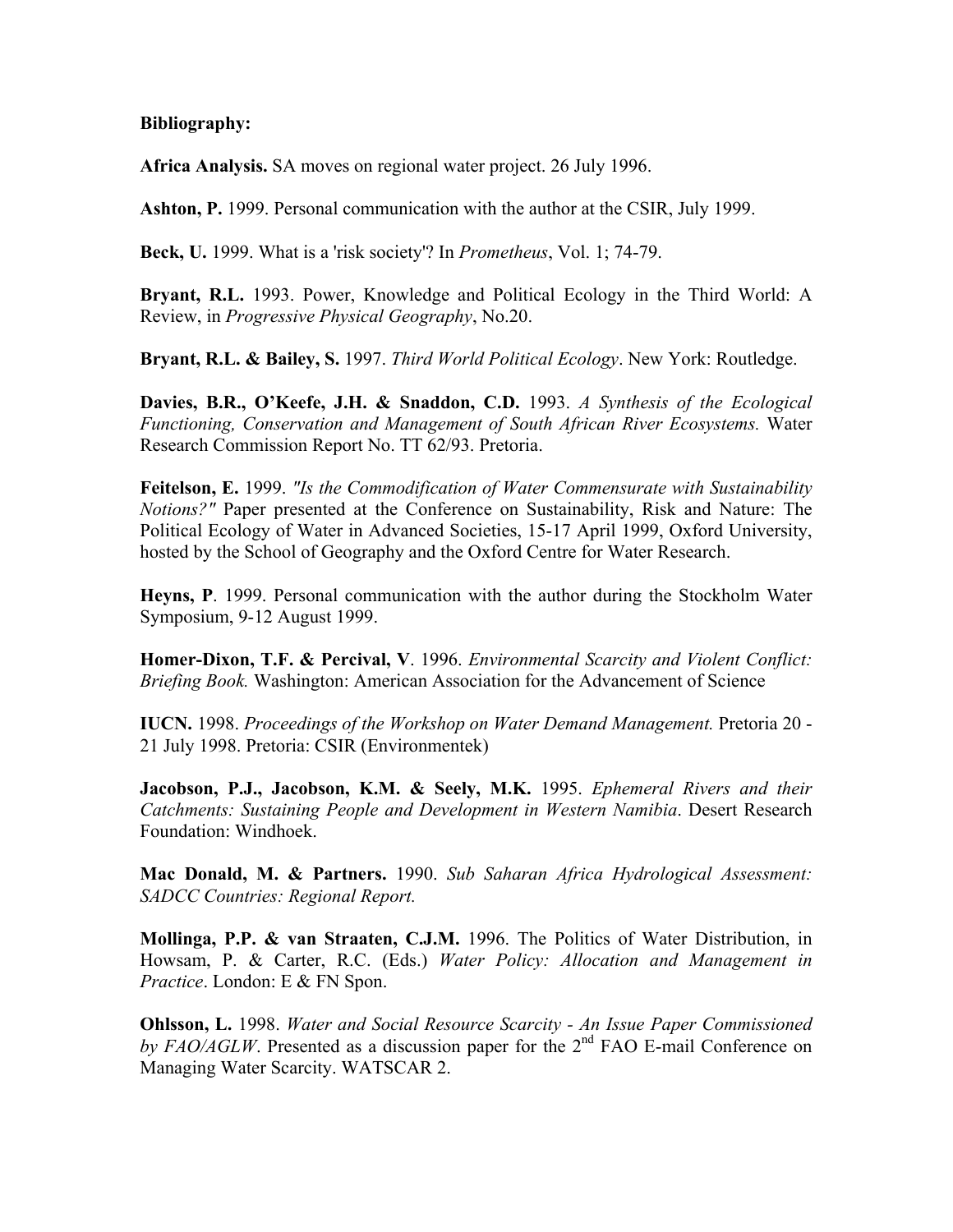**Bibliography:**

**Africa Analysis.** SA moves on regional water project. 26 July 1996.

**Ashton, P.** 1999. Personal communication with the author at the CSIR, July 1999.

**Beck, U.** 1999. What is a 'risk society'? In *Prometheus*, Vol. 1; 74-79.

**Bryant, R.L.** 1993. Power, Knowledge and Political Ecology in the Third World: A Review, in *Progressive Physical Geography*, No.20.

**Bryant, R.L. & Bailey, S.** 1997. *Third World Political Ecology*. New York: Routledge.

**Davies, B.R., O'Keefe, J.H. & Snaddon, C.D.** 1993. *A Synthesis of the Ecological Functioning, Conservation and Management of South African River Ecosystems.* Water Research Commission Report No. TT 62/93. Pretoria.

**Feitelson, E.** 1999. *"Is the Commodification of Water Commensurate with Sustainability Notions?"* Paper presented at the Conference on Sustainability, Risk and Nature: The Political Ecology of Water in Advanced Societies, 15-17 April 1999, Oxford University, hosted by the School of Geography and the Oxford Centre for Water Research.

**Heyns, P**. 1999. Personal communication with the author during the Stockholm Water Symposium, 9-12 August 1999.

**Homer-Dixon, T.F. & Percival, V**. 1996. *Environmental Scarcity and Violent Conflict: Briefing Book.* Washington: American Association for the Advancement of Science

**IUCN.** 1998. *Proceedings of the Workshop on Water Demand Management.* Pretoria 20 - 21 July 1998. Pretoria: CSIR (Environmentek)

**Jacobson, P.J., Jacobson, K.M. & Seely, M.K.** 1995. *Ephemeral Rivers and their Catchments: Sustaining People and Development in Western Namibia*. Desert Research Foundation: Windhoek.

**Mac Donald, M. & Partners.** 1990. *Sub Saharan Africa Hydrological Assessment: SADCC Countries: Regional Report.*

**Mollinga, P.P. & van Straaten, C.J.M.** 1996. The Politics of Water Distribution, in Howsam, P. & Carter, R.C. (Eds.) *Water Policy: Allocation and Management in Practice*. London: E & FN Spon.

**Ohlsson, L.** 1998. *Water and Social Resource Scarcity - An Issue Paper Commissioned by FAO/AGLW*. Presented as a discussion paper for the 2nd FAO E-mail Conference on Managing Water Scarcity. WATSCAR 2.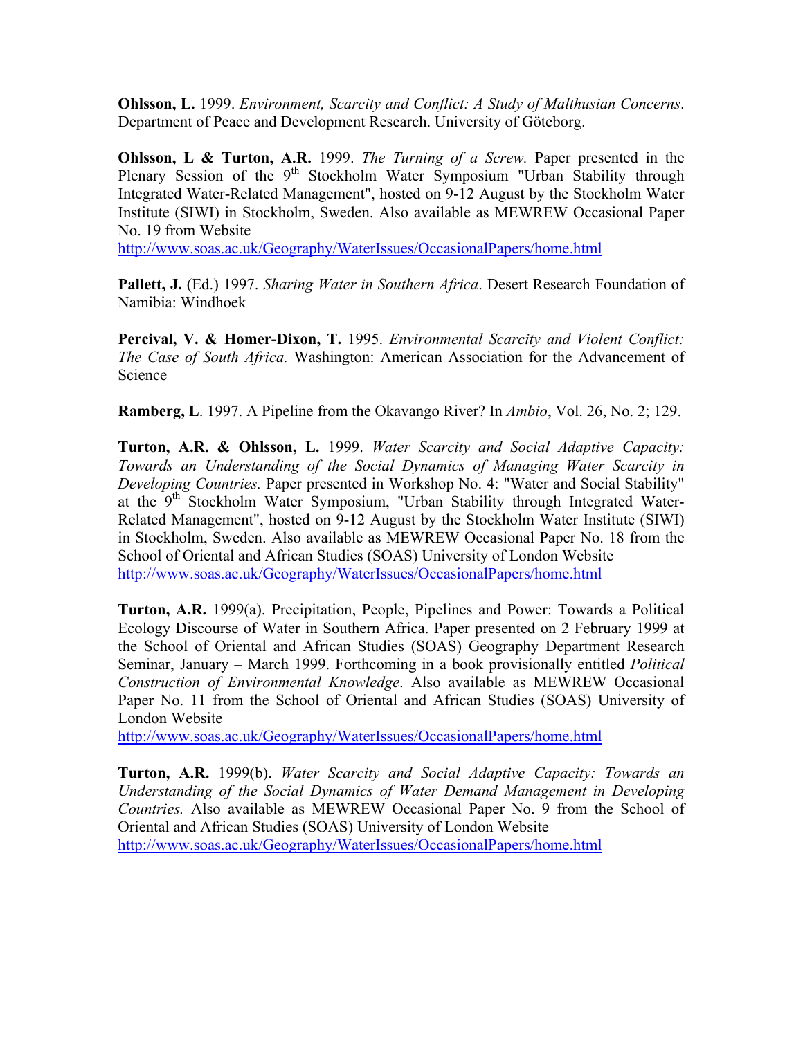**Ohlsson, L.** 1999. *Environment, Scarcity and Conflict: A Study of Malthusian Concerns*. Department of Peace and Development Research. University of Göteborg.

**Ohlsson, L & Turton, A.R.** 1999. *The Turning of a Screw.* Paper presented in the Plenary Session of the 9th Stockholm Water Symposium "Urban Stability through Integrated Water-Related Management", hosted on 9-12 August by the Stockholm Water Institute (SIWI) in Stockholm, Sweden. Also available as MEWREW Occasional Paper No. 19 from Website http://www.soas.ac.uk/Geography/WaterIssues/OccasionalPapers/home.html

**Pallett, J.** (Ed.) 1997. *Sharing Water in Southern Africa*. Desert Research Foundation of Namibia: Windhoek

**Percival, V. & Homer-Dixon, T.** 1995. *Environmental Scarcity and Violent Conflict: The Case of South Africa.* Washington: American Association for the Advancement of Science

**Ramberg, L**. 1997. A Pipeline from the Okavango River? In *Ambio*, Vol. 26, No. 2; 129.

**Turton, A.R. & Ohlsson, L.** 1999. *Water Scarcity and Social Adaptive Capacity: Towards an Understanding of the Social Dynamics of Managing Water Scarcity in Developing Countries.* Paper presented in Workshop No. 4: "Water and Social Stability" at the 9th Stockholm Water Symposium, "Urban Stability through Integrated Water-Related Management", hosted on 9-12 August by the Stockholm Water Institute (SIWI) in Stockholm, Sweden. Also available as MEWREW Occasional Paper No. 18 from the School of Oriental and African Studies (SOAS) University of London Website http://www.soas.ac.uk/Geography/WaterIssues/OccasionalPapers/home.html

**Turton, A.R.** 1999(a). Precipitation, People, Pipelines and Power: Towards a Political Ecology Discourse of Water in Southern Africa. Paper presented on 2 February 1999 at the School of Oriental and African Studies (SOAS) Geography Department Research Seminar, January – March 1999. Forthcoming in a book provisionally entitled *Political Construction of Environmental Knowledge*. Also available as MEWREW Occasional Paper No. 11 from the School of Oriental and African Studies (SOAS) University of London Website http://www.soas.ac.uk/Geography/WaterIssues/OccasionalPapers/home.html

**Turton, A.R.** 1999(b). *Water Scarcity and Social Adaptive Capacity: Towards an Understanding of the Social Dynamics of Water Demand Management in Developing Countries.* Also available as MEWREW Occasional Paper No. 9 from the School of Oriental and African Studies (SOAS) University of London Website http://www.soas.ac.uk/Geography/WaterIssues/OccasionalPapers/home.html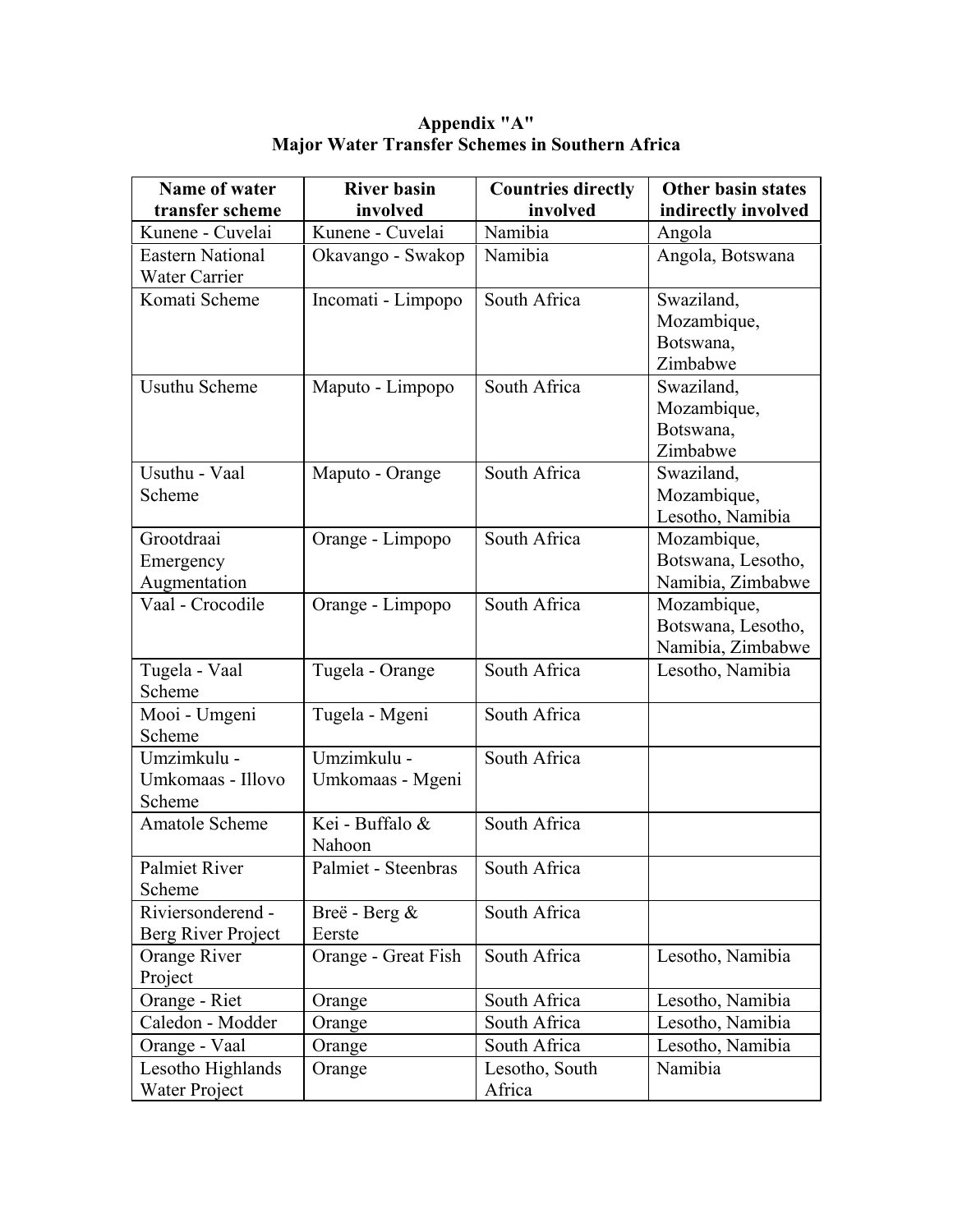**Appendix "A"**
**Major Water Transfer Schemes in Southern Africa**

| Name of water transfer scheme | River basin involved | Countries directly involved | Other basin states indirectly involved |
|---|---|---|---|
| Kunene - Cuvelai | Kunene - Cuvelai | Namibia | Angola |
| Eastern National Water Carrier | Okavango - Swakop | Namibia | Angola, Botswana |
| Komati Scheme | Incomati - Limpopo | South Africa | Swaziland, Mozambique, Botswana, Zimbabwe |
| Usuthu Scheme | Maputo - Limpopo | South Africa | Swaziland, Mozambique, Botswana, Zimbabwe |
| Usuthu - Vaal Scheme | Maputo - Orange | South Africa | Swaziland, Mozambique, Lesotho, Namibia |
| Grootdraai Emergency Augmentation | Orange - Limpopo | South Africa | Mozambique, Botswana, Lesotho, Namibia, Zimbabwe |
| Vaal - Crocodile | Orange - Limpopo | South Africa | Mozambique, Botswana, Lesotho, Namibia, Zimbabwe |
| Tugela - Vaal Scheme | Tugela - Orange | South Africa | Lesotho, Namibia |
| Mooi - Umgeni Scheme | Tugela - Mgeni | South Africa | |
| Umzimkulu - Umkomaas - Illovo Scheme | Umzimkulu - Umkomaas - Mgeni | South Africa | |
| Amatole Scheme | Kei - Buffalo & Nahoon | South Africa | |
| Palmiet River Scheme | Palmiet - Steenbras | South Africa | |
| Riviersonderend - Berg River Project | Breë - Berg & Eerste | South Africa | |
| Orange River Project | Orange - Great Fish | South Africa | Lesotho, Namibia |
| Orange - Riet | Orange | South Africa | Lesotho, Namibia |
| Caledon - Modder | Orange | South Africa | Lesotho, Namibia |
| Orange - Vaal | Orange | South Africa | Lesotho, Namibia |
| Lesotho Highlands Water Project | Orange | Lesotho, South Africa | Namibia |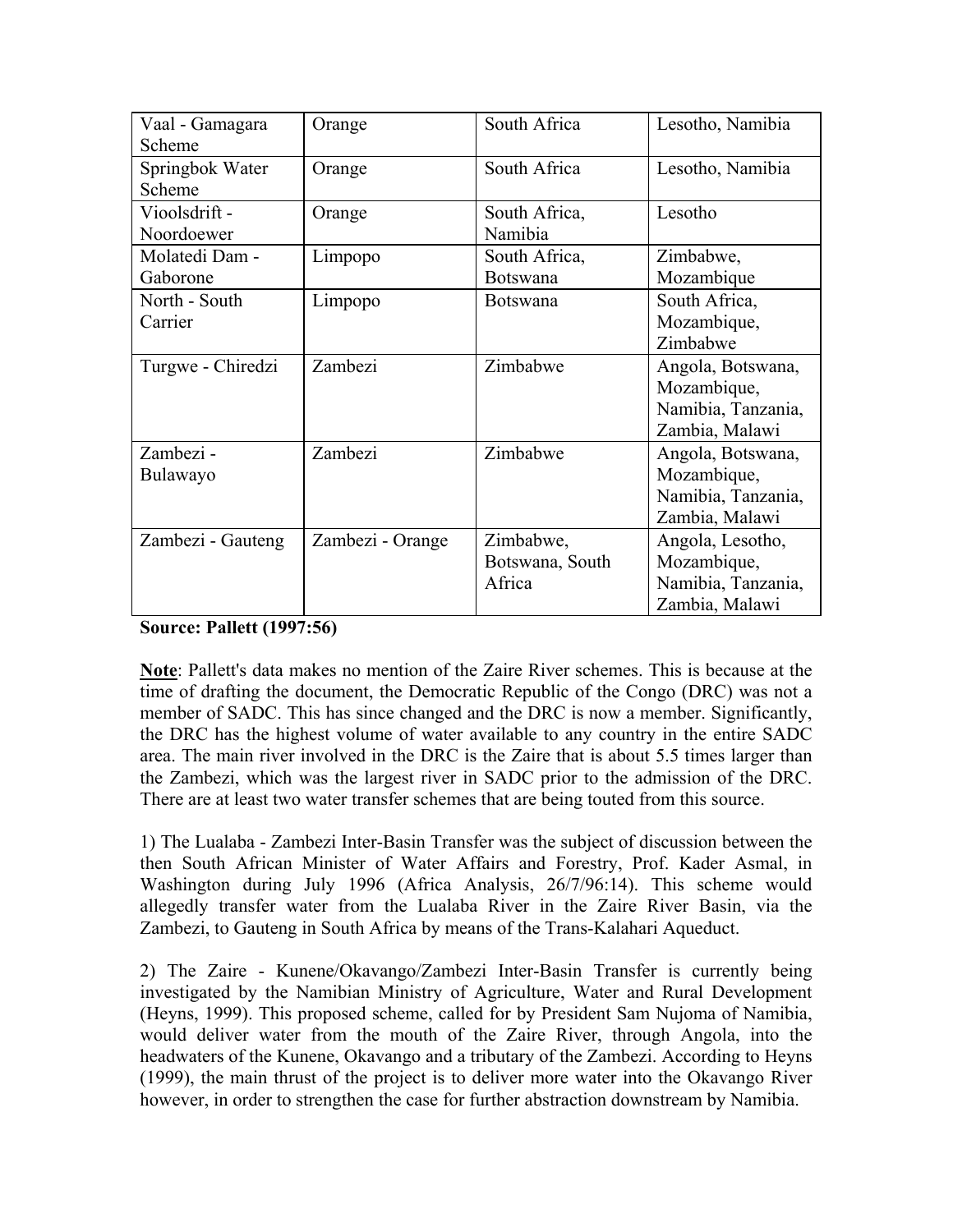| | | | |
|---|---|---|---|
| Vaal - Gamagara Scheme | Orange | South Africa | Lesotho, Namibia |
| Springbok Water Scheme | Orange | South Africa | Lesotho, Namibia |
| Vioolsdrift - Noordoewer | Orange | South Africa, Namibia | Lesotho |
| Molatedi Dam - Gaborone | Limpopo | South Africa, Botswana | Zimbabwe, Mozambique |
| North - South Carrier | Limpopo | Botswana | South Africa, Mozambique, Zimbabwe |
| Turgwe - Chiredzi | Zambezi | Zimbabwe | Angola, Botswana, Mozambique, Namibia, Tanzania, Zambia, Malawi |
| Zambezi - Bulawayo | Zambezi | Zimbabwe | Angola, Botswana, Mozambique, Namibia, Tanzania, Zambia, Malawi |
| Zambezi - Gauteng | Zambezi - Orange | Zimbabwe, Botswana, South Africa | Angola, Lesotho, Mozambique, Namibia, Tanzania, Zambia, Malawi |

**Source: Pallett (1997:56)**

**Note**: Pallett's data makes no mention of the Zaire River schemes. This is because at the time of drafting the document, the Democratic Republic of the Congo (DRC) was not a member of SADC. This has since changed and the DRC is now a member. Significantly, the DRC has the highest volume of water available to any country in the entire SADC area. The main river involved in the DRC is the Zaire that is about 5.5 times larger than the Zambezi, which was the largest river in SADC prior to the admission of the DRC. There are at least two water transfer schemes that are being touted from this source.

1) The Lualaba - Zambezi Inter-Basin Transfer was the subject of discussion between the then South African Minister of Water Affairs and Forestry, Prof. Kader Asmal, in Washington during July 1996 (Africa Analysis, 26/7/96:14). This scheme would allegedly transfer water from the Lualaba River in the Zaire River Basin, via the Zambezi, to Gauteng in South Africa by means of the Trans-Kalahari Aqueduct.

2) The Zaire - Kunene/Okavango/Zambezi Inter-Basin Transfer is currently being investigated by the Namibian Ministry of Agriculture, Water and Rural Development (Heyns, 1999). This proposed scheme, called for by President Sam Nujoma of Namibia, would deliver water from the mouth of the Zaire River, through Angola, into the headwaters of the Kunene, Okavango and a tributary of the Zambezi. According to Heyns (1999), the main thrust of the project is to deliver more water into the Okavango River however, in order to strengthen the case for further abstraction downstream by Namibia.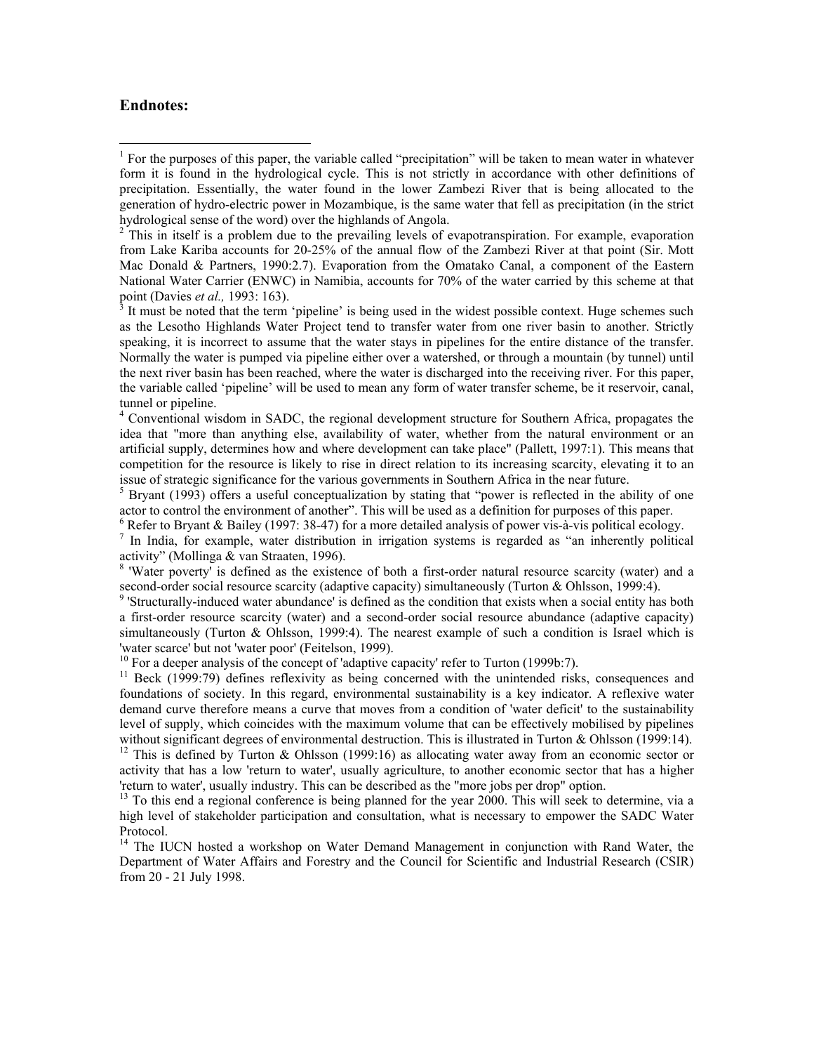**Endnotes:**

[1] For the purposes of this paper, the variable called "precipitation" will be taken to mean water in whatever form it is found in the hydrological cycle. This is not strictly in accordance with other definitions of precipitation. Essentially, the water found in the lower Zambezi River that is being allocated to the generation of hydro-electric power in Mozambique, is the same water that fell as precipitation (in the strict hydrological sense of the word) over the highlands of Angola.

[2] This in itself is a problem due to the prevailing levels of evapotranspiration. For example, evaporation from Lake Kariba accounts for 20-25% of the annual flow of the Zambezi River at that point (Sir. Mott Mac Donald & Partners, 1990:2.7). Evaporation from the Omatako Canal, a component of the Eastern National Water Carrier (ENWC) in Namibia, accounts for 70% of the water carried by this scheme at that point (Davies *et al.,* 1993: 163).

[3] It must be noted that the term 'pipeline' is being used in the widest possible context. Huge schemes such as the Lesotho Highlands Water Project tend to transfer water from one river basin to another. Strictly speaking, it is incorrect to assume that the water stays in pipelines for the entire distance of the transfer. Normally the water is pumped via pipeline either over a watershed, or through a mountain (by tunnel) until the next river basin has been reached, where the water is discharged into the receiving river. For this paper, the variable called 'pipeline' will be used to mean any form of water transfer scheme, be it reservoir, canal, tunnel or pipeline.

[4] Conventional wisdom in SADC, the regional development structure for Southern Africa, propagates the idea that "more than anything else, availability of water, whether from the natural environment or an artificial supply, determines how and where development can take place" (Pallett, 1997:1). This means that competition for the resource is likely to rise in direct relation to its increasing scarcity, elevating it to an issue of strategic significance for the various governments in Southern Africa in the near future.

[5] Bryant (1993) offers a useful conceptualization by stating that "power is reflected in the ability of one actor to control the environment of another". This will be used as a definition for purposes of this paper.

[6] Refer to Bryant & Bailey (1997: 38-47) for a more detailed analysis of power vis-à-vis political ecology.

[7] In India, for example, water distribution in irrigation systems is regarded as "an inherently political activity" (Mollinga & van Straaten, 1996).

[8] 'Water poverty' is defined as the existence of both a first-order natural resource scarcity (water) and a second-order social resource scarcity (adaptive capacity) simultaneously (Turton & Ohlsson, 1999:4).

[9] 'Structurally-induced water abundance' is defined as the condition that exists when a social entity has both a first-order resource scarcity (water) and a second-order social resource abundance (adaptive capacity) simultaneously (Turton & Ohlsson, 1999:4). The nearest example of such a condition is Israel which is 'water scarce' but not 'water poor' (Feitelson, 1999).

[10] For a deeper analysis of the concept of 'adaptive capacity' refer to Turton (1999b:7).

[11] Beck (1999:79) defines reflexivity as being concerned with the unintended risks, consequences and foundations of society. In this regard, environmental sustainability is a key indicator. A reflexive water demand curve therefore means a curve that moves from a condition of 'water deficit' to the sustainability level of supply, which coincides with the maximum volume that can be effectively mobilised by pipelines without significant degrees of environmental destruction. This is illustrated in Turton & Ohlsson (1999:14).

[12] This is defined by Turton & Ohlsson (1999:16) as allocating water away from an economic sector or activity that has a low 'return to water', usually agriculture, to another economic sector that has a higher 'return to water', usually industry. This can be described as the "more jobs per drop" option.

[13] To this end a regional conference is being planned for the year 2000. This will seek to determine, via a high level of stakeholder participation and consultation, what is necessary to empower the SADC Water Protocol.

[14] The IUCN hosted a workshop on Water Demand Management in conjunction with Rand Water, the Department of Water Affairs and Forestry and the Council for Scientific and Industrial Research (CSIR) from 20 - 21 July 1998.